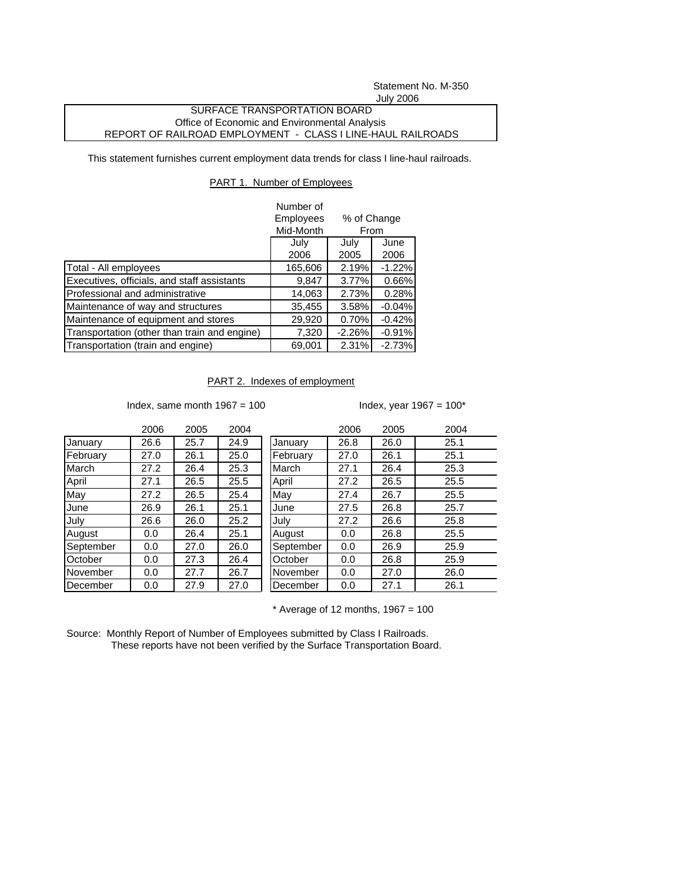Statement No. M-350
July 2006

SURFACE TRANSPORTATION BOARD
Office of Economic and Environmental Analysis
REPORT OF RAILROAD EMPLOYMENT - CLASS I LINE-HAUL RAILROADS

This statement furnishes current employment data trends for class I line-haul railroads.

## PART 1. Number of Employees

| | Number of Employees Mid-Month | % of Change From | |
|---|---|---|---|
| | July 2006 | July 2005 | June 2006 |
| Total - All employees | 165,606 | 2.19% | -1.22% |
| Executives, officials, and staff assistants | 9,847 | 3.77% | 0.66% |
| Professional and administrative | 14,063 | 2.73% | 0.28% |
| Maintenance of way and structures | 35,455 | 3.58% | -0.04% |
| Maintenance of equipment and stores | 29,920 | 0.70% | -0.42% |
| Transportation (other than train and engine) | 7,320 | -2.26% | -0.91% |
| Transportation (train and engine) | 69,001 | 2.31% | -2.73% |

## PART 2. Indexes of employment

Index, same month 1967 = 100

| | 2006 | 2005 | 2004 |
|---|---|---|---|
| January | 26.6 | 25.7 | 24.9 |
| February | 27.0 | 26.1 | 25.0 |
| March | 27.2 | 26.4 | 25.3 |
| April | 27.1 | 26.5 | 25.5 |
| May | 27.2 | 26.5 | 25.4 |
| June | 26.9 | 26.1 | 25.1 |
| July | 26.6 | 26.0 | 25.2 |
| August | 0.0 | 26.4 | 25.1 |
| September | 0.0 | 27.0 | 26.0 |
| October | 0.0 | 27.3 | 26.4 |
| November | 0.0 | 27.7 | 26.7 |
| December | 0.0 | 27.9 | 27.0 |

Index, year 1967 = 100*

| | 2006 | 2005 | 2004 |
|---|---|---|---|
| January | 26.8 | 26.0 | 25.1 |
| February | 27.0 | 26.1 | 25.1 |
| March | 27.1 | 26.4 | 25.3 |
| April | 27.2 | 26.5 | 25.5 |
| May | 27.4 | 26.7 | 25.5 |
| June | 27.5 | 26.8 | 25.7 |
| July | 27.2 | 26.6 | 25.8 |
| August | 0.0 | 26.8 | 25.5 |
| September | 0.0 | 26.9 | 25.9 |
| October | 0.0 | 26.8 | 25.9 |
| November | 0.0 | 27.0 | 26.0 |
| December | 0.0 | 27.1 | 26.1 |

\* Average of 12 months, 1967 = 100

Source: Monthly Report of Number of Employees submitted by Class I Railroads.
These reports have not been verified by the Surface Transportation Board.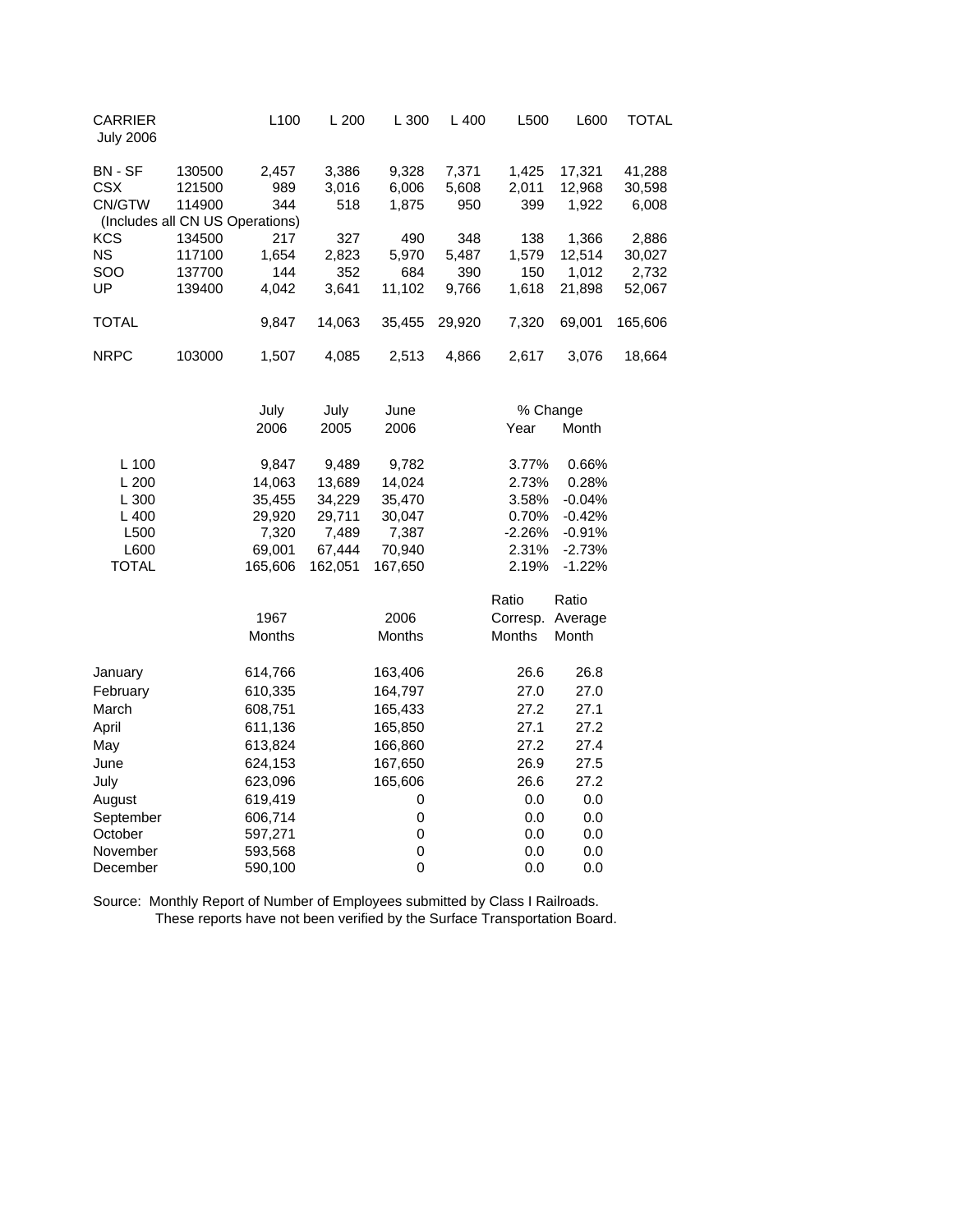| CARRIER July 2006 | | L100 | L 200 | L 300 | L 400 | L500 | L600 | TOTAL |
|---|---|---|---|---|---|---|---|---|
| BN - SF | 130500 | 2,457 | 3,386 | 9,328 | 7,371 | 1,425 | 17,321 | 41,288 |
| CSX | 121500 | 989 | 3,016 | 6,006 | 5,608 | 2,011 | 12,968 | 30,598 |
| CN/GTW | 114900 | 344 | 518 | 1,875 | 950 | 399 | 1,922 | 6,008 |
| (Includes all CN US Operations) | | | | | | | | |
| KCS | 134500 | 217 | 327 | 490 | 348 | 138 | 1,366 | 2,886 |
| NS | 117100 | 1,654 | 2,823 | 5,970 | 5,487 | 1,579 | 12,514 | 30,027 |
| SOO | 137700 | 144 | 352 | 684 | 390 | 150 | 1,012 | 2,732 |
| UP | 139400 | 4,042 | 3,641 | 11,102 | 9,766 | 1,618 | 21,898 | 52,067 |
| TOTAL | | 9,847 | 14,063 | 35,455 | 29,920 | 7,320 | 69,001 | 165,606 |
| NRPC | 103000 | 1,507 | 4,085 | 2,513 | 4,866 | 2,617 | 3,076 | 18,664 |

| | July 2006 | July 2005 | June 2006 | % Change Year | % Change Month |
|---|---|---|---|---|---|
| L 100 | 9,847 | 9,489 | 9,782 | 3.77% | 0.66% |
| L 200 | 14,063 | 13,689 | 14,024 | 2.73% | 0.28% |
| L 300 | 35,455 | 34,229 | 35,470 | 3.58% | -0.04% |
| L 400 | 29,920 | 29,711 | 30,047 | 0.70% | -0.42% |
| L500 | 7,320 | 7,489 | 7,387 | -2.26% | -0.91% |
| L600 | 69,001 | 67,444 | 70,940 | 2.31% | -2.73% |
| TOTAL | 165,606 | 162,051 | 167,650 | 2.19% | -1.22% |

| | 1967 Months | 2006 Months | Ratio Corresp. Months | Ratio Average Month |
|---|---|---|---|---|
| January | 614,766 | 163,406 | 26.6 | 26.8 |
| February | 610,335 | 164,797 | 27.0 | 27.0 |
| March | 608,751 | 165,433 | 27.2 | 27.1 |
| April | 611,136 | 165,850 | 27.1 | 27.2 |
| May | 613,824 | 166,860 | 27.2 | 27.4 |
| June | 624,153 | 167,650 | 26.9 | 27.5 |
| July | 623,096 | 165,606 | 26.6 | 27.2 |
| August | 619,419 | 0 | 0.0 | 0.0 |
| September | 606,714 | 0 | 0.0 | 0.0 |
| October | 597,271 | 0 | 0.0 | 0.0 |
| November | 593,568 | 0 | 0.0 | 0.0 |
| December | 590,100 | 0 | 0.0 | 0.0 |

Source: Monthly Report of Number of Employees submitted by Class I Railroads.
These reports have not been verified by the Surface Transportation Board.